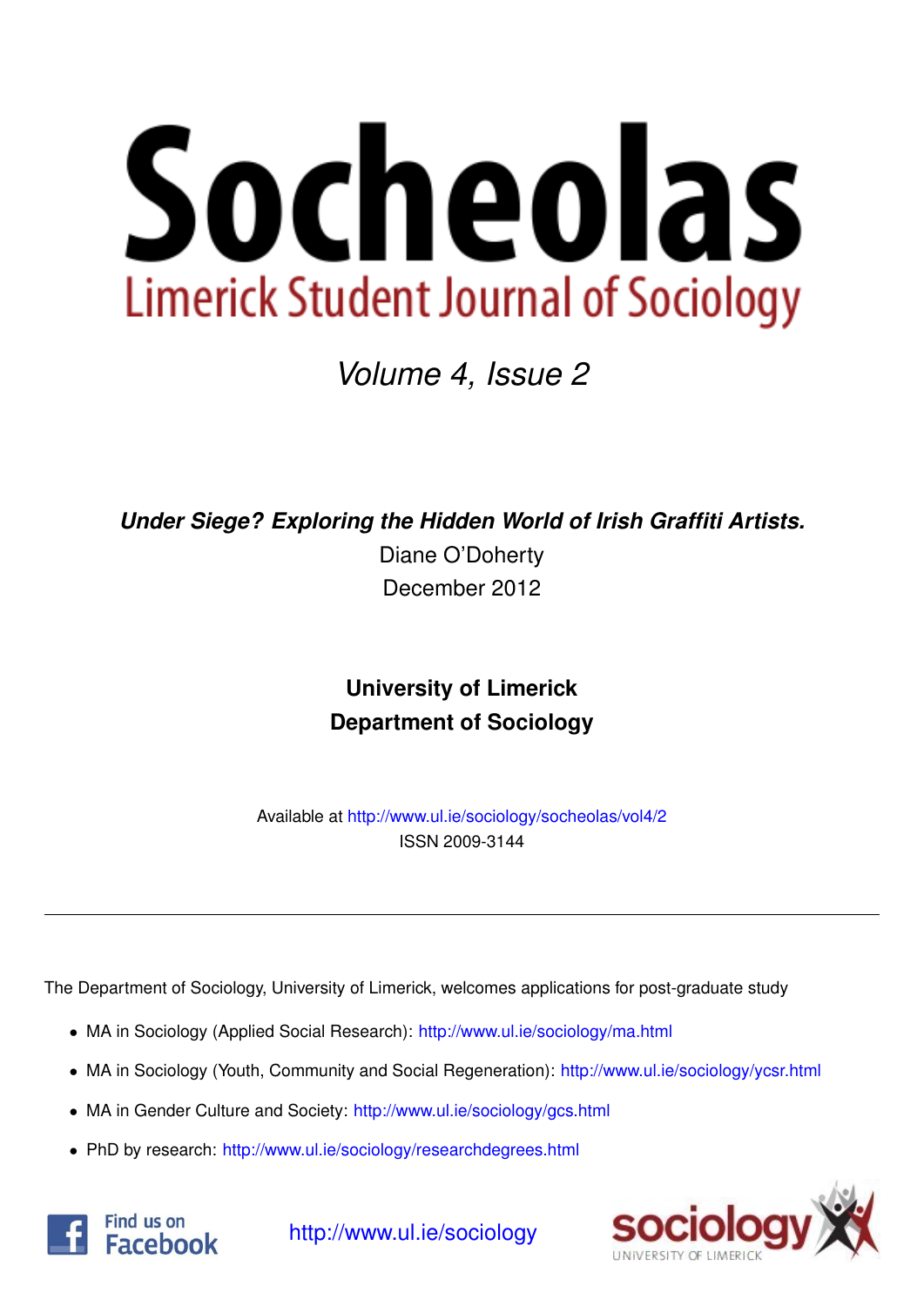# Socheolas

## Limerick Student Journal of Sociology

*Volume 4, Issue 2*

***Under Siege? Exploring the Hidden World of Irish Graffiti Artists.***

Diane O'Doherty

December 2012

**University of Limerick**
**Department of Sociology**

Available at http://www.ul.ie/sociology/socheolas/vol4/2
ISSN 2009-3144

---

The Department of Sociology, University of Limerick, welcomes applications for post-graduate study

- MA in Sociology (Applied Social Research): http://www.ul.ie/sociology/ma.html
- MA in Sociology (Youth, Community and Social Regeneration): http://www.ul.ie/sociology/ycsr.html
- MA in Gender Culture and Society: http://www.ul.ie/sociology/gcs.html
- PhD by research: http://www.ul.ie/sociology/researchdegrees.html

Find us on Facebook

http://www.ul.ie/sociology

sociology UNIVERSITY OF LIMERICK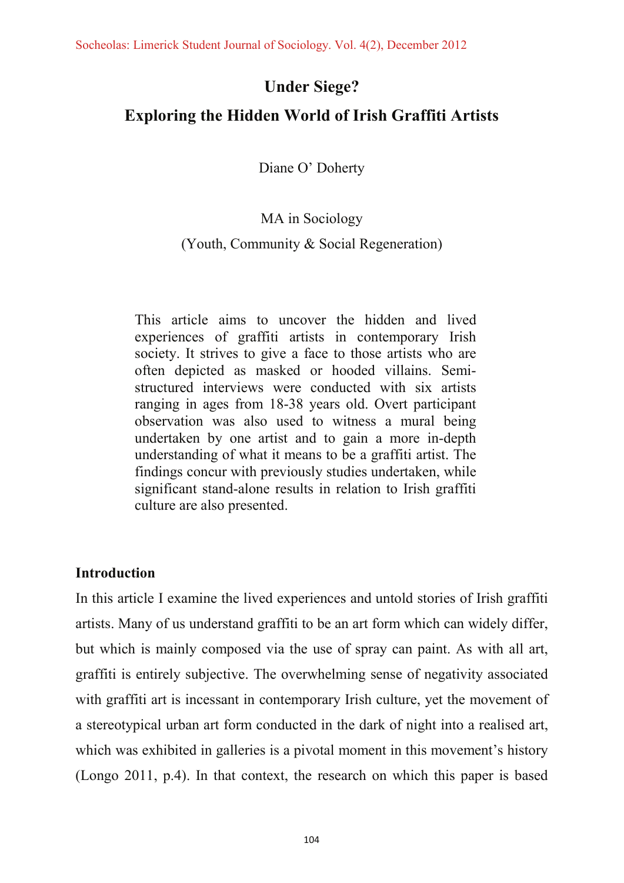# Under Siege?

# Exploring the Hidden World of Irish Graffiti Artists

Diane O' Doherty

MA in Sociology

(Youth, Community & Social Regeneration)

This article aims to uncover the hidden and lived experiences of graffiti artists in contemporary Irish society. It strives to give a face to those artists who are often depicted as masked or hooded villains. Semi-structured interviews were conducted with six artists ranging in ages from 18-38 years old. Overt participant observation was also used to witness a mural being undertaken by one artist and to gain a more in-depth understanding of what it means to be a graffiti artist. The findings concur with previously studies undertaken, while significant stand-alone results in relation to Irish graffiti culture are also presented.

## Introduction

In this article I examine the lived experiences and untold stories of Irish graffiti artists. Many of us understand graffiti to be an art form which can widely differ, but which is mainly composed via the use of spray can paint. As with all art, graffiti is entirely subjective. The overwhelming sense of negativity associated with graffiti art is incessant in contemporary Irish culture, yet the movement of a stereotypical urban art form conducted in the dark of night into a realised art, which was exhibited in galleries is a pivotal moment in this movement's history (Longo 2011, p.4). In that context, the research on which this paper is based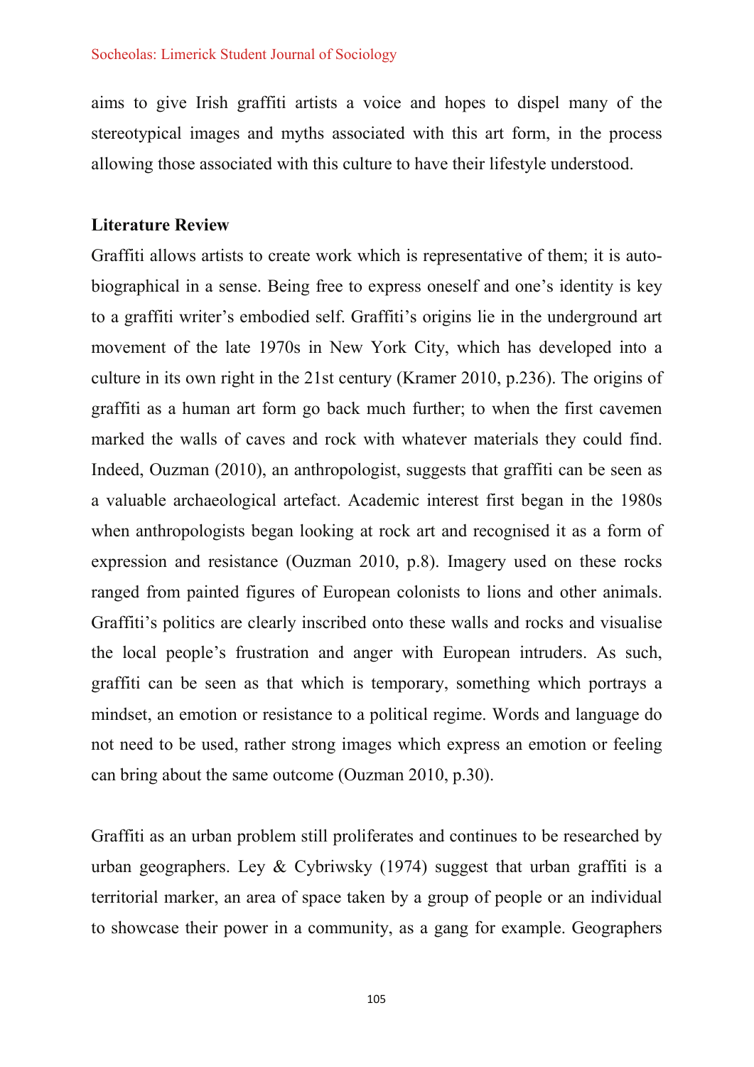aims to give Irish graffiti artists a voice and hopes to dispel many of the stereotypical images and myths associated with this art form, in the process allowing those associated with this culture to have their lifestyle understood.

## Literature Review

Graffiti allows artists to create work which is representative of them; it is auto-biographical in a sense. Being free to express oneself and one's identity is key to a graffiti writer's embodied self. Graffiti's origins lie in the underground art movement of the late 1970s in New York City, which has developed into a culture in its own right in the 21st century (Kramer 2010, p.236). The origins of graffiti as a human art form go back much further; to when the first cavemen marked the walls of caves and rock with whatever materials they could find. Indeed, Ouzman (2010), an anthropologist, suggests that graffiti can be seen as a valuable archaeological artefact. Academic interest first began in the 1980s when anthropologists began looking at rock art and recognised it as a form of expression and resistance (Ouzman 2010, p.8). Imagery used on these rocks ranged from painted figures of European colonists to lions and other animals. Graffiti's politics are clearly inscribed onto these walls and rocks and visualise the local people's frustration and anger with European intruders. As such, graffiti can be seen as that which is temporary, something which portrays a mindset, an emotion or resistance to a political regime. Words and language do not need to be used, rather strong images which express an emotion or feeling can bring about the same outcome (Ouzman 2010, p.30).

Graffiti as an urban problem still proliferates and continues to be researched by urban geographers. Ley & Cybriwsky (1974) suggest that urban graffiti is a territorial marker, an area of space taken by a group of people or an individual to showcase their power in a community, as a gang for example. Geographers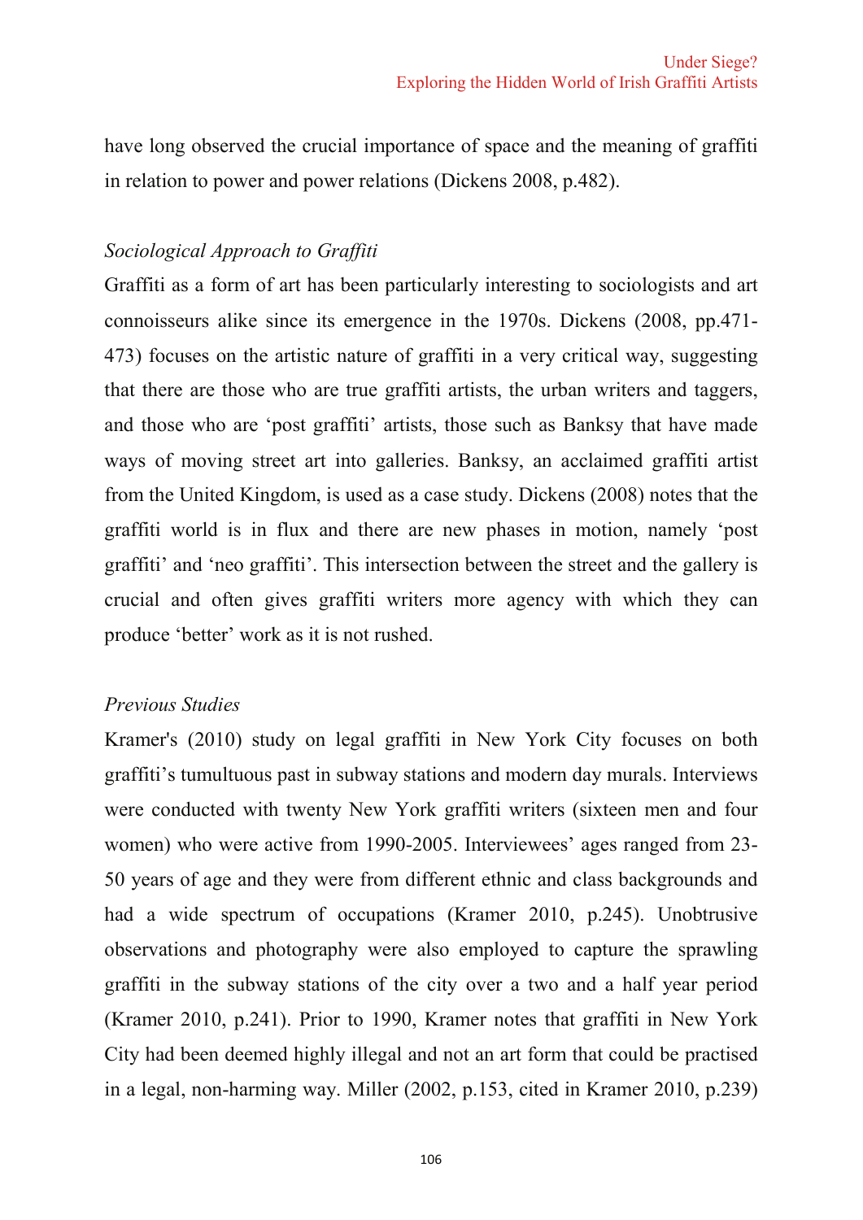have long observed the crucial importance of space and the meaning of graffiti in relation to power and power relations (Dickens 2008, p.482).

### *Sociological Approach to Graffiti*

Graffiti as a form of art has been particularly interesting to sociologists and art connoisseurs alike since its emergence in the 1970s. Dickens (2008, pp.471-473) focuses on the artistic nature of graffiti in a very critical way, suggesting that there are those who are true graffiti artists, the urban writers and taggers, and those who are 'post graffiti' artists, those such as Banksy that have made ways of moving street art into galleries. Banksy, an acclaimed graffiti artist from the United Kingdom, is used as a case study. Dickens (2008) notes that the graffiti world is in flux and there are new phases in motion, namely 'post graffiti' and 'neo graffiti'. This intersection between the street and the gallery is crucial and often gives graffiti writers more agency with which they can produce 'better' work as it is not rushed.

### *Previous Studies*

Kramer's (2010) study on legal graffiti in New York City focuses on both graffiti's tumultuous past in subway stations and modern day murals. Interviews were conducted with twenty New York graffiti writers (sixteen men and four women) who were active from 1990-2005. Interviewees' ages ranged from 23-50 years of age and they were from different ethnic and class backgrounds and had a wide spectrum of occupations (Kramer 2010, p.245). Unobtrusive observations and photography were also employed to capture the sprawling graffiti in the subway stations of the city over a two and a half year period (Kramer 2010, p.241). Prior to 1990, Kramer notes that graffiti in New York City had been deemed highly illegal and not an art form that could be practised in a legal, non-harming way. Miller (2002, p.153, cited in Kramer 2010, p.239)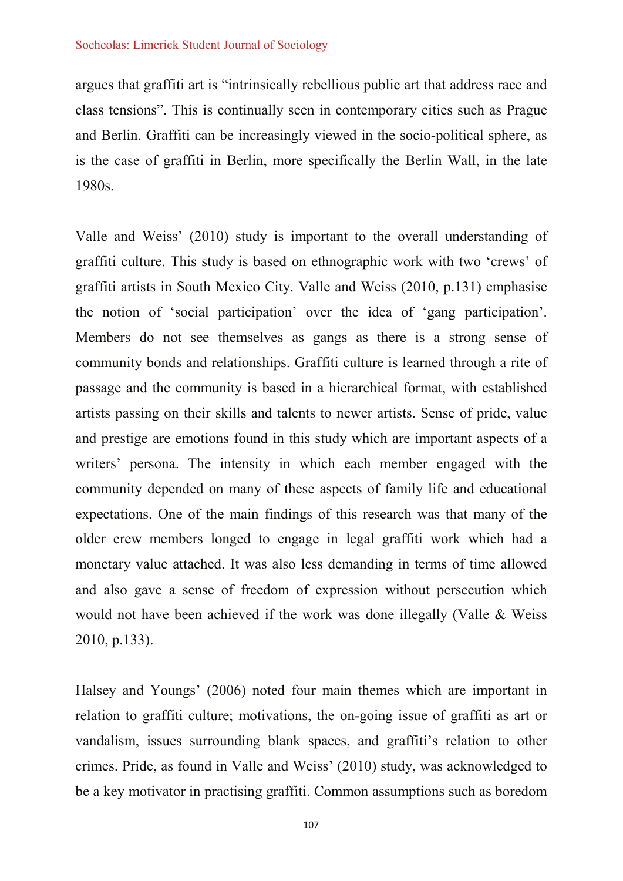argues that graffiti art is "intrinsically rebellious public art that address race and class tensions". This is continually seen in contemporary cities such as Prague and Berlin. Graffiti can be increasingly viewed in the socio-political sphere, as is the case of graffiti in Berlin, more specifically the Berlin Wall, in the late 1980s.

Valle and Weiss' (2010) study is important to the overall understanding of graffiti culture. This study is based on ethnographic work with two 'crews' of graffiti artists in South Mexico City. Valle and Weiss (2010, p.131) emphasise the notion of 'social participation' over the idea of 'gang participation'. Members do not see themselves as gangs as there is a strong sense of community bonds and relationships. Graffiti culture is learned through a rite of passage and the community is based in a hierarchical format, with established artists passing on their skills and talents to newer artists. Sense of pride, value and prestige are emotions found in this study which are important aspects of a writers' persona. The intensity in which each member engaged with the community depended on many of these aspects of family life and educational expectations. One of the main findings of this research was that many of the older crew members longed to engage in legal graffiti work which had a monetary value attached. It was also less demanding in terms of time allowed and also gave a sense of freedom of expression without persecution which would not have been achieved if the work was done illegally (Valle & Weiss 2010, p.133).

Halsey and Youngs' (2006) noted four main themes which are important in relation to graffiti culture; motivations, the on-going issue of graffiti as art or vandalism, issues surrounding blank spaces, and graffiti's relation to other crimes. Pride, as found in Valle and Weiss' (2010) study, was acknowledged to be a key motivator in practising graffiti. Common assumptions such as boredom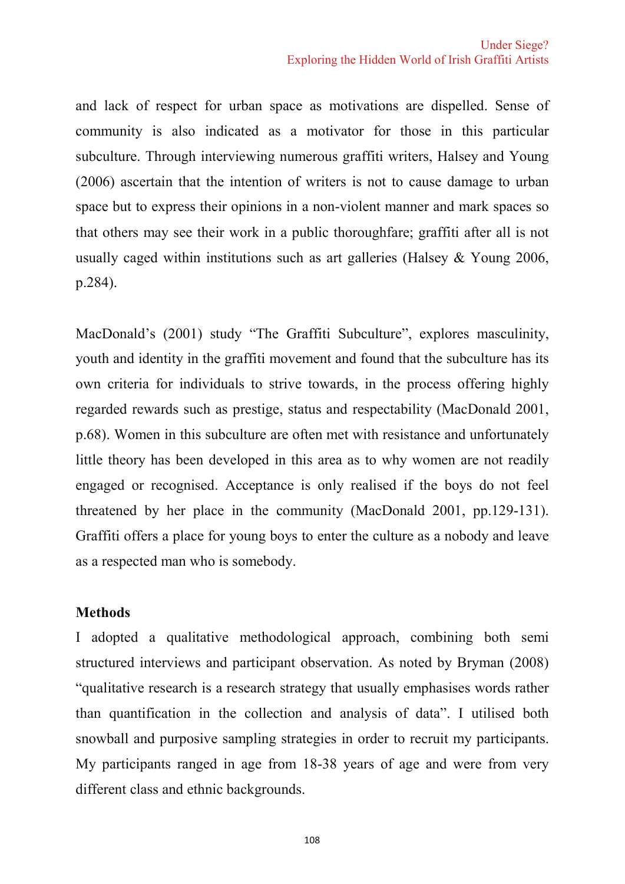and lack of respect for urban space as motivations are dispelled. Sense of community is also indicated as a motivator for those in this particular subculture. Through interviewing numerous graffiti writers, Halsey and Young (2006) ascertain that the intention of writers is not to cause damage to urban space but to express their opinions in a non-violent manner and mark spaces so that others may see their work in a public thoroughfare; graffiti after all is not usually caged within institutions such as art galleries (Halsey & Young 2006, p.284).

MacDonald's (2001) study "The Graffiti Subculture", explores masculinity, youth and identity in the graffiti movement and found that the subculture has its own criteria for individuals to strive towards, in the process offering highly regarded rewards such as prestige, status and respectability (MacDonald 2001, p.68). Women in this subculture are often met with resistance and unfortunately little theory has been developed in this area as to why women are not readily engaged or recognised. Acceptance is only realised if the boys do not feel threatened by her place in the community (MacDonald 2001, pp.129-131). Graffiti offers a place for young boys to enter the culture as a nobody and leave as a respected man who is somebody.

## Methods

I adopted a qualitative methodological approach, combining both semi structured interviews and participant observation. As noted by Bryman (2008) "qualitative research is a research strategy that usually emphasises words rather than quantification in the collection and analysis of data". I utilised both snowball and purposive sampling strategies in order to recruit my participants. My participants ranged in age from 18-38 years of age and were from very different class and ethnic backgrounds.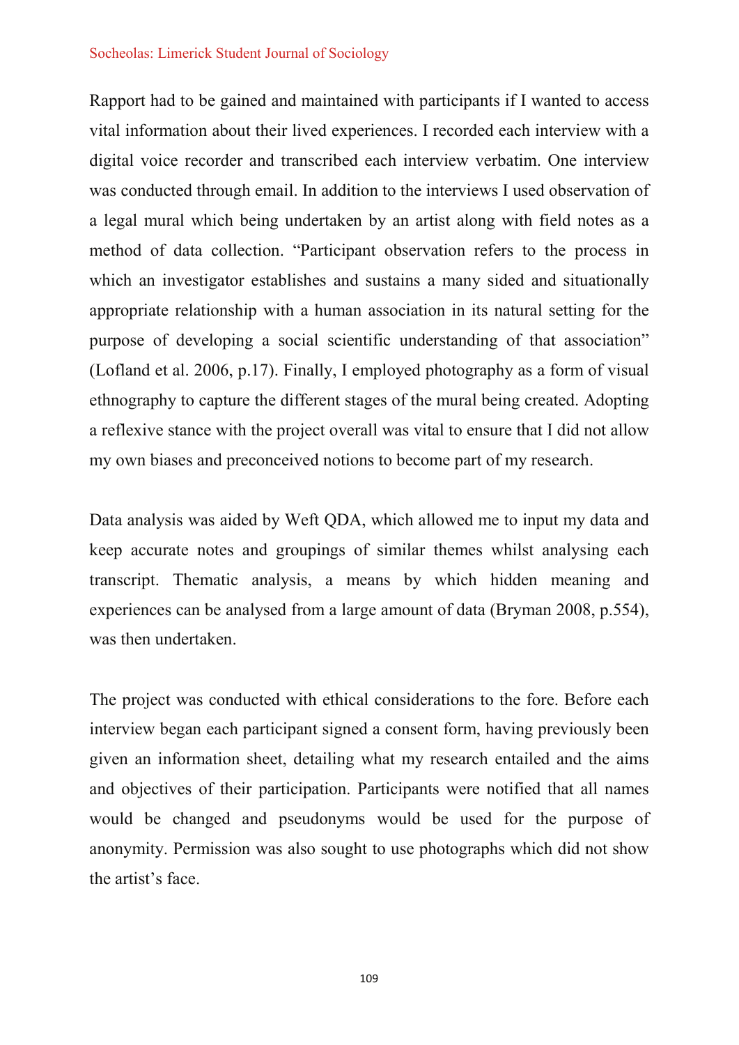Rapport had to be gained and maintained with participants if I wanted to access vital information about their lived experiences. I recorded each interview with a digital voice recorder and transcribed each interview verbatim. One interview was conducted through email. In addition to the interviews I used observation of a legal mural which being undertaken by an artist along with field notes as a method of data collection. "Participant observation refers to the process in which an investigator establishes and sustains a many sided and situationally appropriate relationship with a human association in its natural setting for the purpose of developing a social scientific understanding of that association" (Lofland et al. 2006, p.17). Finally, I employed photography as a form of visual ethnography to capture the different stages of the mural being created. Adopting a reflexive stance with the project overall was vital to ensure that I did not allow my own biases and preconceived notions to become part of my research.

Data analysis was aided by Weft QDA, which allowed me to input my data and keep accurate notes and groupings of similar themes whilst analysing each transcript. Thematic analysis, a means by which hidden meaning and experiences can be analysed from a large amount of data (Bryman 2008, p.554), was then undertaken.

The project was conducted with ethical considerations to the fore. Before each interview began each participant signed a consent form, having previously been given an information sheet, detailing what my research entailed and the aims and objectives of their participation. Participants were notified that all names would be changed and pseudonyms would be used for the purpose of anonymity. Permission was also sought to use photographs which did not show the artist's face.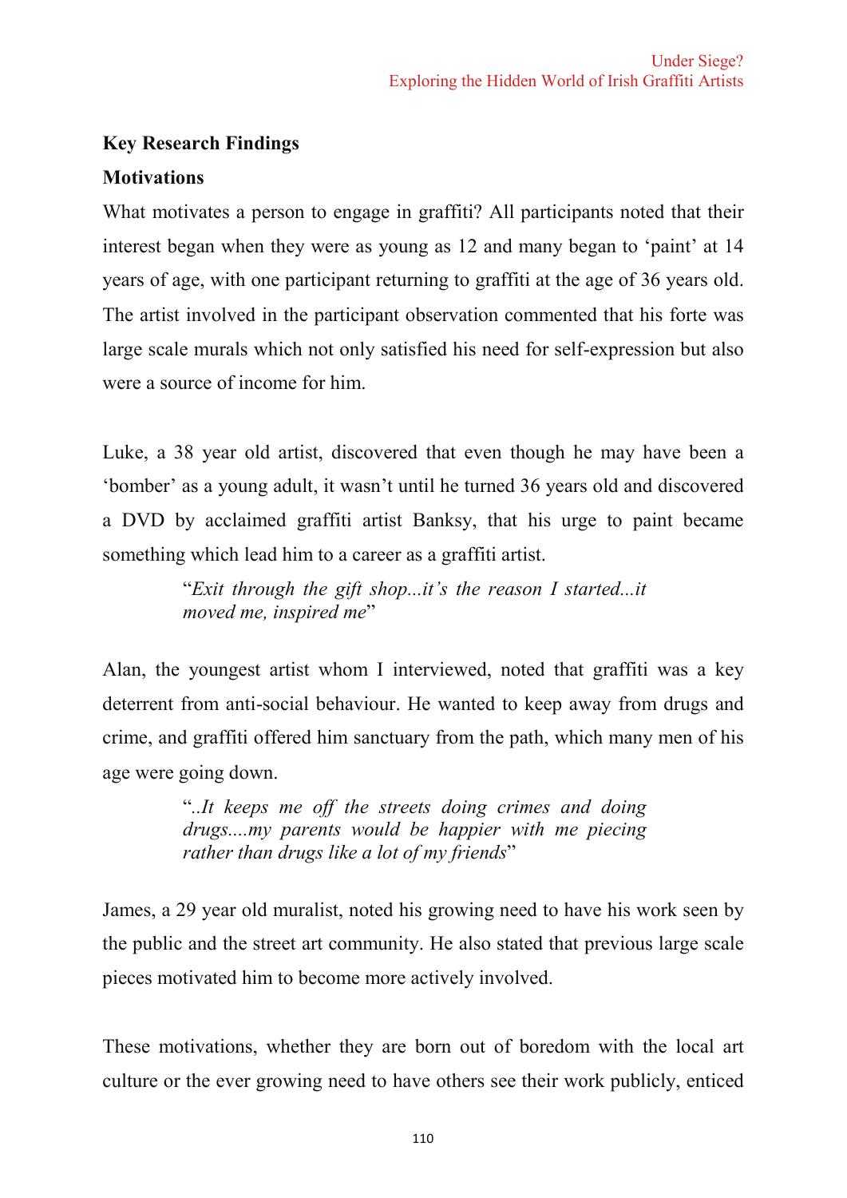## Key Research Findings

### Motivations

What motivates a person to engage in graffiti? All participants noted that their interest began when they were as young as 12 and many began to 'paint' at 14 years of age, with one participant returning to graffiti at the age of 36 years old. The artist involved in the participant observation commented that his forte was large scale murals which not only satisfied his need for self-expression but also were a source of income for him.

Luke, a 38 year old artist, discovered that even though he may have been a 'bomber' as a young adult, it wasn't until he turned 36 years old and discovered a DVD by acclaimed graffiti artist Banksy, that his urge to paint became something which lead him to a career as a graffiti artist.

> "*Exit through the gift shop...it's the reason I started...it moved me, inspired me*"

Alan, the youngest artist whom I interviewed, noted that graffiti was a key deterrent from anti-social behaviour. He wanted to keep away from drugs and crime, and graffiti offered him sanctuary from the path, which many men of his age were going down.

> "*..It keeps me off the streets doing crimes and doing drugs....my parents would be happier with me piecing rather than drugs like a lot of my friends*"

James, a 29 year old muralist, noted his growing need to have his work seen by the public and the street art community. He also stated that previous large scale pieces motivated him to become more actively involved.

These motivations, whether they are born out of boredom with the local art culture or the ever growing need to have others see their work publicly, enticed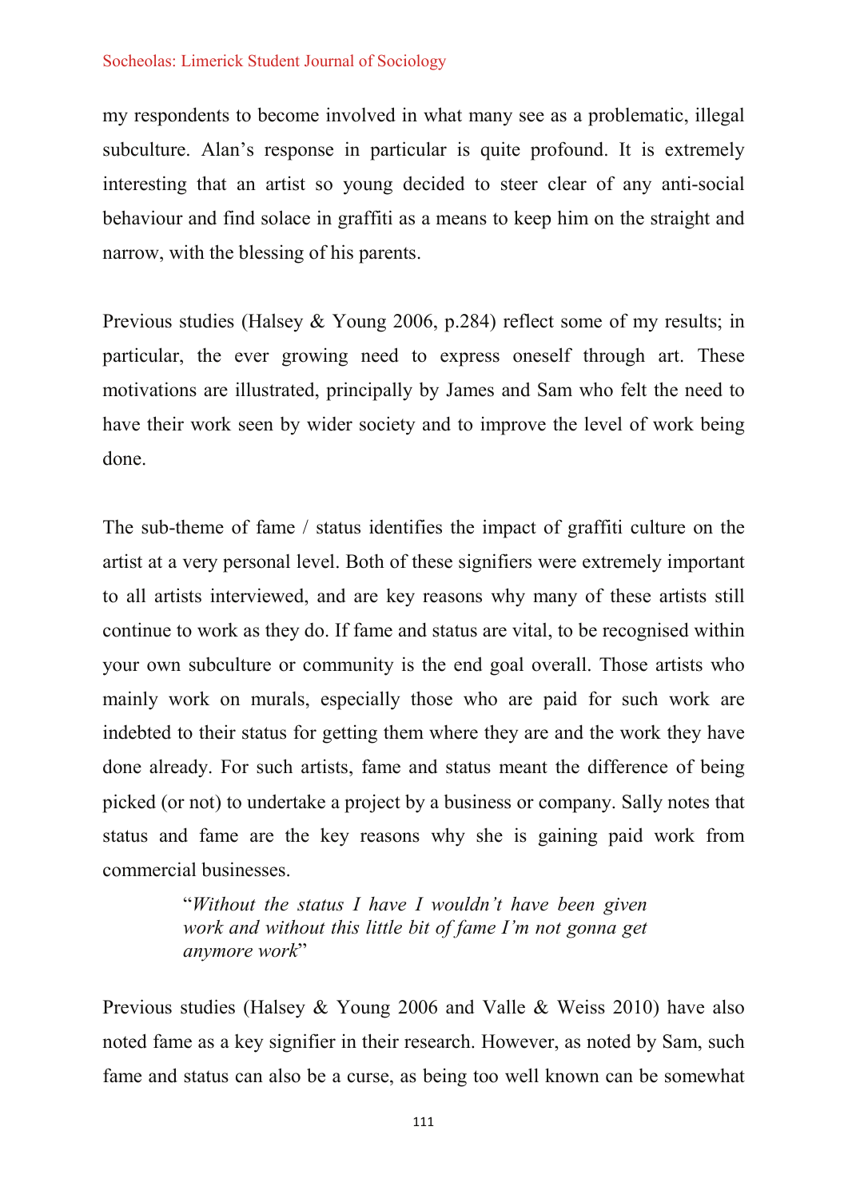my respondents to become involved in what many see as a problematic, illegal subculture. Alan's response in particular is quite profound. It is extremely interesting that an artist so young decided to steer clear of any anti-social behaviour and find solace in graffiti as a means to keep him on the straight and narrow, with the blessing of his parents.

Previous studies (Halsey & Young 2006, p.284) reflect some of my results; in particular, the ever growing need to express oneself through art. These motivations are illustrated, principally by James and Sam who felt the need to have their work seen by wider society and to improve the level of work being done.

The sub-theme of fame / status identifies the impact of graffiti culture on the artist at a very personal level. Both of these signifiers were extremely important to all artists interviewed, and are key reasons why many of these artists still continue to work as they do. If fame and status are vital, to be recognised within your own subculture or community is the end goal overall. Those artists who mainly work on murals, especially those who are paid for such work are indebted to their status for getting them where they are and the work they have done already. For such artists, fame and status meant the difference of being picked (or not) to undertake a project by a business or company. Sally notes that status and fame are the key reasons why she is gaining paid work from commercial businesses.

> "*Without the status I have I wouldn't have been given work and without this little bit of fame I'm not gonna get anymore work*"

Previous studies (Halsey & Young 2006 and Valle & Weiss 2010) have also noted fame as a key signifier in their research. However, as noted by Sam, such fame and status can also be a curse, as being too well known can be somewhat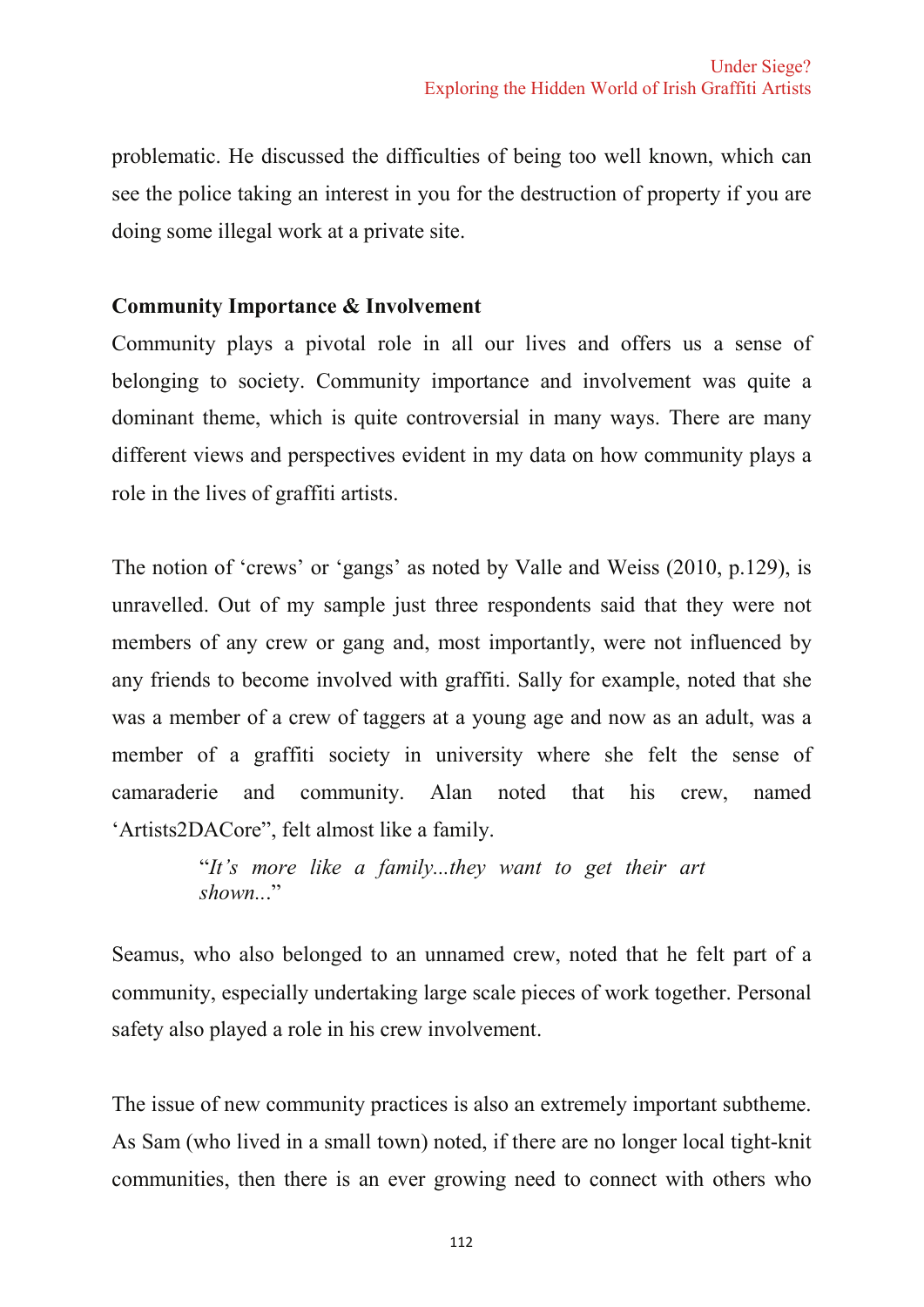problematic. He discussed the difficulties of being too well known, which can see the police taking an interest in you for the destruction of property if you are doing some illegal work at a private site.

**Community Importance & Involvement**

Community plays a pivotal role in all our lives and offers us a sense of belonging to society. Community importance and involvement was quite a dominant theme, which is quite controversial in many ways. There are many different views and perspectives evident in my data on how community plays a role in the lives of graffiti artists.

The notion of 'crews' or 'gangs' as noted by Valle and Weiss (2010, p.129), is unravelled. Out of my sample just three respondents said that they were not members of any crew or gang and, most importantly, were not influenced by any friends to become involved with graffiti. Sally for example, noted that she was a member of a crew of taggers at a young age and now as an adult, was a member of a graffiti society in university where she felt the sense of camaraderie and community. Alan noted that his crew, named 'Artists2DACore", felt almost like a family.

> "*It's more like a family...they want to get their art shown...*"

Seamus, who also belonged to an unnamed crew, noted that he felt part of a community, especially undertaking large scale pieces of work together. Personal safety also played a role in his crew involvement.

The issue of new community practices is also an extremely important subtheme. As Sam (who lived in a small town) noted, if there are no longer local tight-knit communities, then there is an ever growing need to connect with others who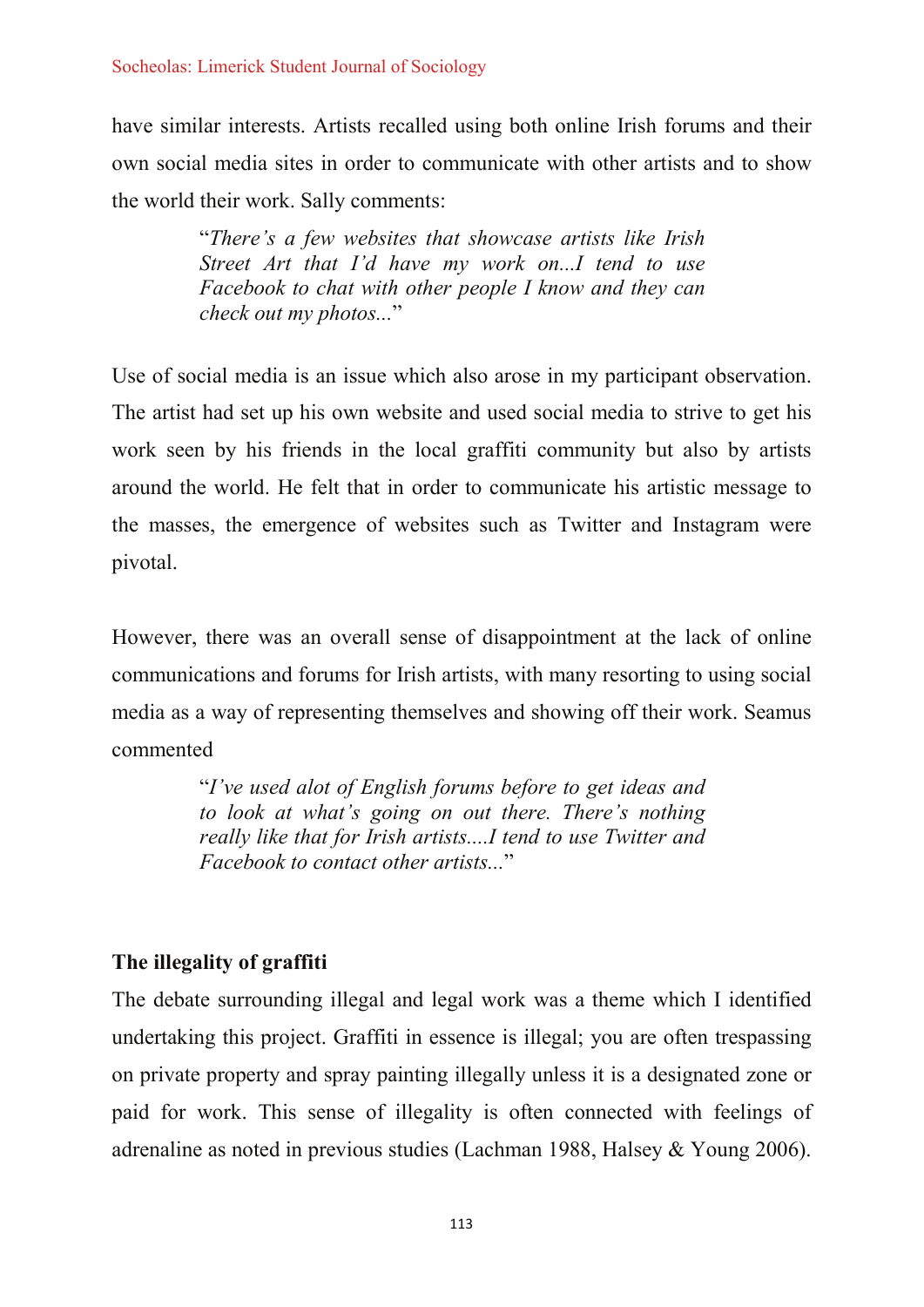have similar interests. Artists recalled using both online Irish forums and their own social media sites in order to communicate with other artists and to show the world their work. Sally comments:

> "*There's a few websites that showcase artists like Irish Street Art that I'd have my work on...I tend to use Facebook to chat with other people I know and they can check out my photos...*"

Use of social media is an issue which also arose in my participant observation. The artist had set up his own website and used social media to strive to get his work seen by his friends in the local graffiti community but also by artists around the world. He felt that in order to communicate his artistic message to the masses, the emergence of websites such as Twitter and Instagram were pivotal.

However, there was an overall sense of disappointment at the lack of online communications and forums for Irish artists, with many resorting to using social media as a way of representing themselves and showing off their work. Seamus commented

> "*I've used alot of English forums before to get ideas and to look at what's going on out there. There's nothing really like that for Irish artists....I tend to use Twitter and Facebook to contact other artists...*"

**The illegality of graffiti**

The debate surrounding illegal and legal work was a theme which I identified undertaking this project. Graffiti in essence is illegal; you are often trespassing on private property and spray painting illegally unless it is a designated zone or paid for work. This sense of illegality is often connected with feelings of adrenaline as noted in previous studies (Lachman 1988, Halsey & Young 2006).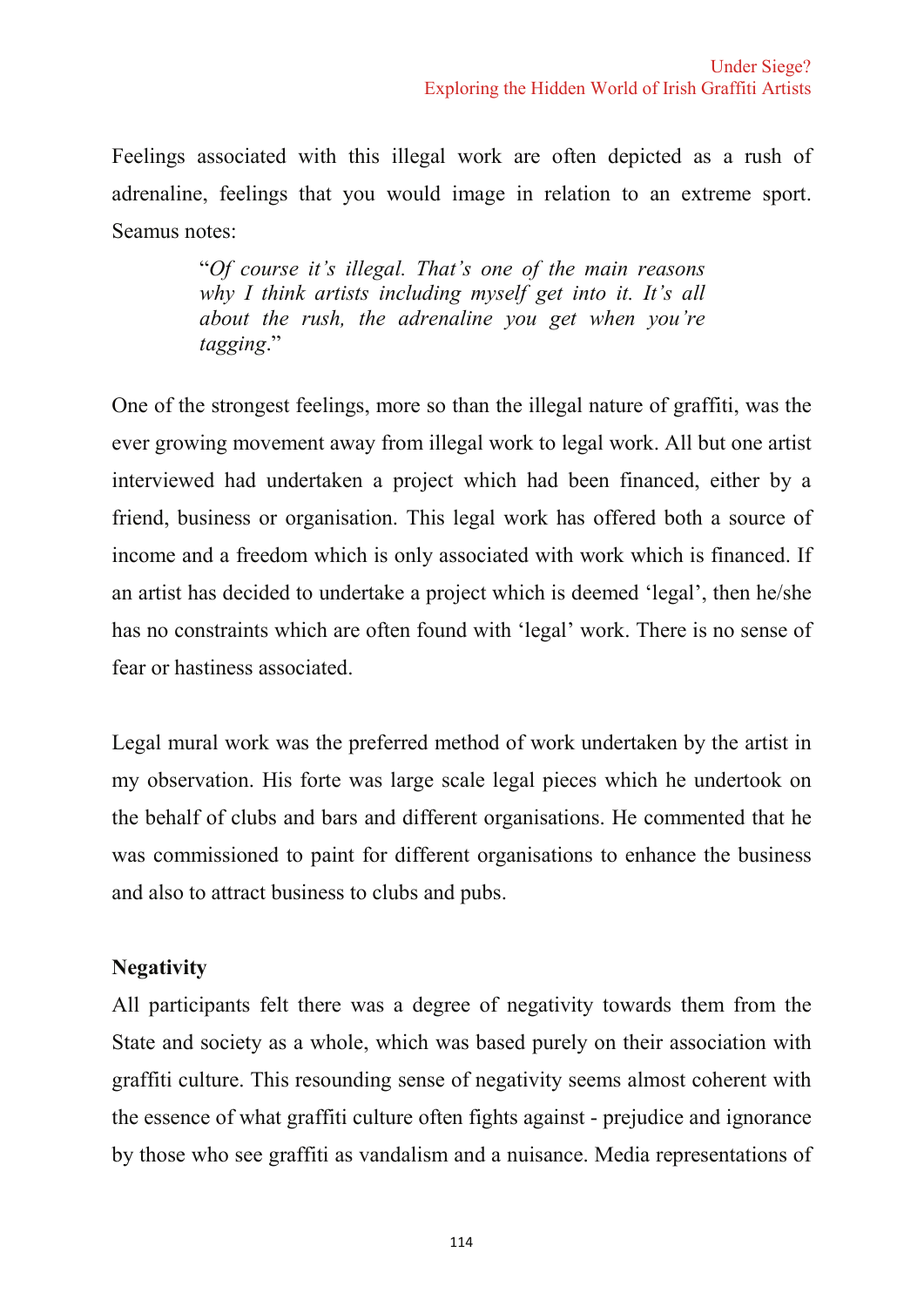Feelings associated with this illegal work are often depicted as a rush of adrenaline, feelings that you would image in relation to an extreme sport. Seamus notes:

> "*Of course it's illegal. That's one of the main reasons why I think artists including myself get into it. It's all about the rush, the adrenaline you get when you're tagging*."

One of the strongest feelings, more so than the illegal nature of graffiti, was the ever growing movement away from illegal work to legal work. All but one artist interviewed had undertaken a project which had been financed, either by a friend, business or organisation. This legal work has offered both a source of income and a freedom which is only associated with work which is financed. If an artist has decided to undertake a project which is deemed 'legal', then he/she has no constraints which are often found with 'legal' work. There is no sense of fear or hastiness associated.

Legal mural work was the preferred method of work undertaken by the artist in my observation. His forte was large scale legal pieces which he undertook on the behalf of clubs and bars and different organisations. He commented that he was commissioned to paint for different organisations to enhance the business and also to attract business to clubs and pubs.

**Negativity**

All participants felt there was a degree of negativity towards them from the State and society as a whole, which was based purely on their association with graffiti culture. This resounding sense of negativity seems almost coherent with the essence of what graffiti culture often fights against - prejudice and ignorance by those who see graffiti as vandalism and a nuisance. Media representations of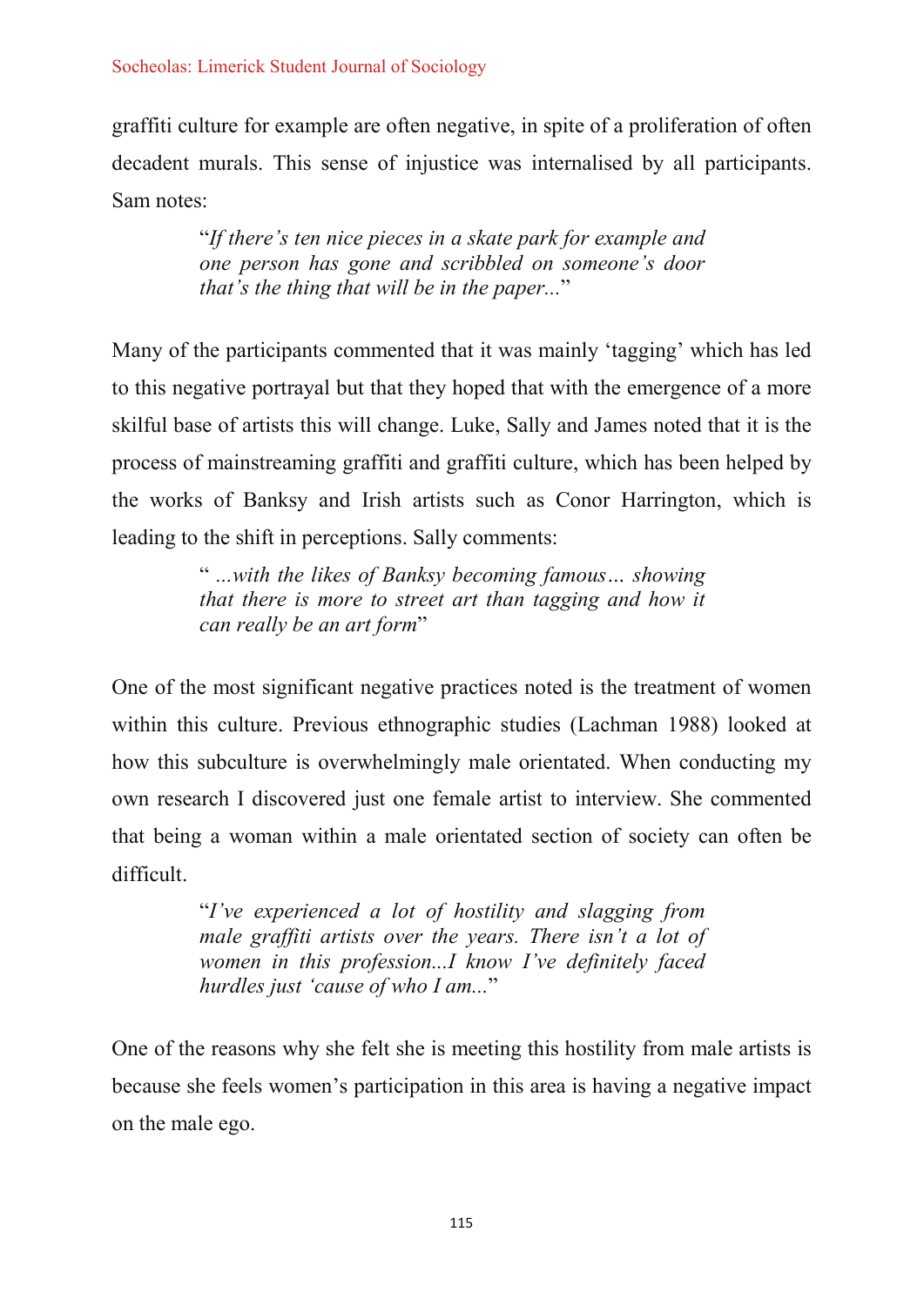graffiti culture for example are often negative, in spite of a proliferation of often decadent murals. This sense of injustice was internalised by all participants. Sam notes:

> "*If there's ten nice pieces in a skate park for example and one person has gone and scribbled on someone's door that's the thing that will be in the paper...*"

Many of the participants commented that it was mainly 'tagging' which has led to this negative portrayal but that they hoped that with the emergence of a more skilful base of artists this will change. Luke, Sally and James noted that it is the process of mainstreaming graffiti and graffiti culture, which has been helped by the works of Banksy and Irish artists such as Conor Harrington, which is leading to the shift in perceptions. Sally comments:

> " *...with the likes of Banksy becoming famous… showing that there is more to street art than tagging and how it can really be an art form*"

One of the most significant negative practices noted is the treatment of women within this culture. Previous ethnographic studies (Lachman 1988) looked at how this subculture is overwhelmingly male orientated. When conducting my own research I discovered just one female artist to interview. She commented that being a woman within a male orientated section of society can often be difficult.

> "*I've experienced a lot of hostility and slagging from male graffiti artists over the years. There isn't a lot of women in this profession...I know I've definitely faced hurdles just 'cause of who I am...*"

One of the reasons why she felt she is meeting this hostility from male artists is because she feels women's participation in this area is having a negative impact on the male ego.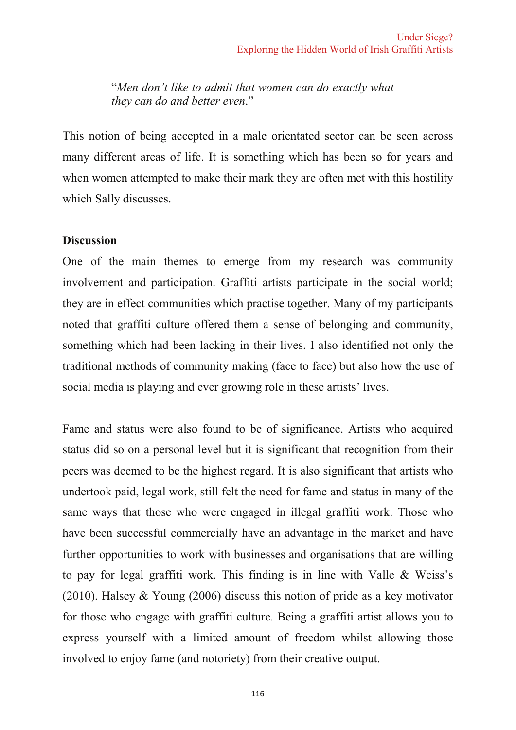> "*Men don't like to admit that women can do exactly what they can do and better even*."

This notion of being accepted in a male orientated sector can be seen across many different areas of life. It is something which has been so for years and when women attempted to make their mark they are often met with this hostility which Sally discusses.

**Discussion**

One of the main themes to emerge from my research was community involvement and participation. Graffiti artists participate in the social world; they are in effect communities which practise together. Many of my participants noted that graffiti culture offered them a sense of belonging and community, something which had been lacking in their lives. I also identified not only the traditional methods of community making (face to face) but also how the use of social media is playing and ever growing role in these artists' lives.

Fame and status were also found to be of significance. Artists who acquired status did so on a personal level but it is significant that recognition from their peers was deemed to be the highest regard. It is also significant that artists who undertook paid, legal work, still felt the need for fame and status in many of the same ways that those who were engaged in illegal graffiti work. Those who have been successful commercially have an advantage in the market and have further opportunities to work with businesses and organisations that are willing to pay for legal graffiti work. This finding is in line with Valle & Weiss's (2010). Halsey & Young (2006) discuss this notion of pride as a key motivator for those who engage with graffiti culture. Being a graffiti artist allows you to express yourself with a limited amount of freedom whilst allowing those involved to enjoy fame (and notoriety) from their creative output.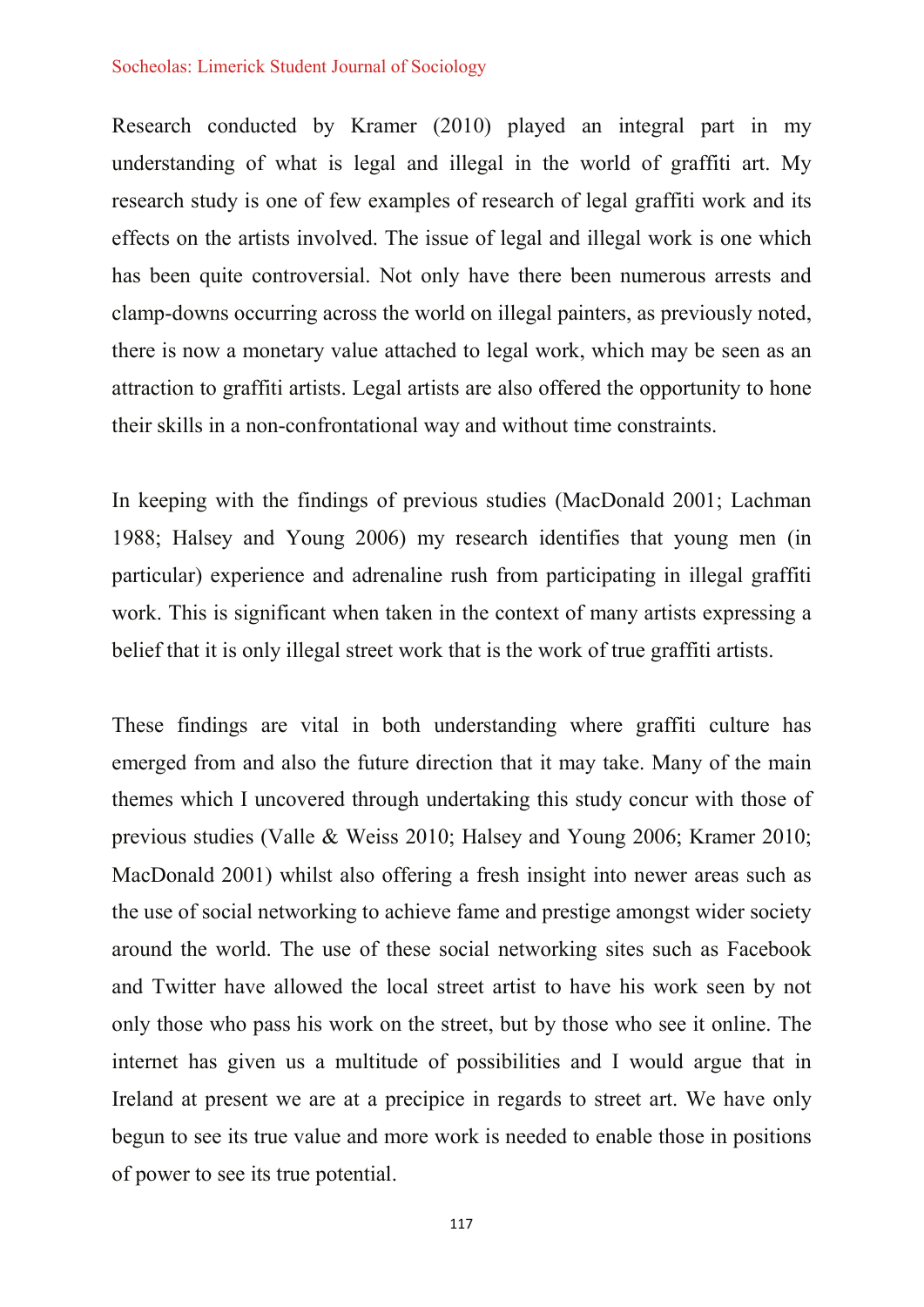Research conducted by Kramer (2010) played an integral part in my understanding of what is legal and illegal in the world of graffiti art. My research study is one of few examples of research of legal graffiti work and its effects on the artists involved. The issue of legal and illegal work is one which has been quite controversial. Not only have there been numerous arrests and clamp-downs occurring across the world on illegal painters, as previously noted, there is now a monetary value attached to legal work, which may be seen as an attraction to graffiti artists. Legal artists are also offered the opportunity to hone their skills in a non-confrontational way and without time constraints.

In keeping with the findings of previous studies (MacDonald 2001; Lachman 1988; Halsey and Young 2006) my research identifies that young men (in particular) experience and adrenaline rush from participating in illegal graffiti work. This is significant when taken in the context of many artists expressing a belief that it is only illegal street work that is the work of true graffiti artists.

These findings are vital in both understanding where graffiti culture has emerged from and also the future direction that it may take. Many of the main themes which I uncovered through undertaking this study concur with those of previous studies (Valle & Weiss 2010; Halsey and Young 2006; Kramer 2010; MacDonald 2001) whilst also offering a fresh insight into newer areas such as the use of social networking to achieve fame and prestige amongst wider society around the world. The use of these social networking sites such as Facebook and Twitter have allowed the local street artist to have his work seen by not only those who pass his work on the street, but by those who see it online. The internet has given us a multitude of possibilities and I would argue that in Ireland at present we are at a precipice in regards to street art. We have only begun to see its true value and more work is needed to enable those in positions of power to see its true potential.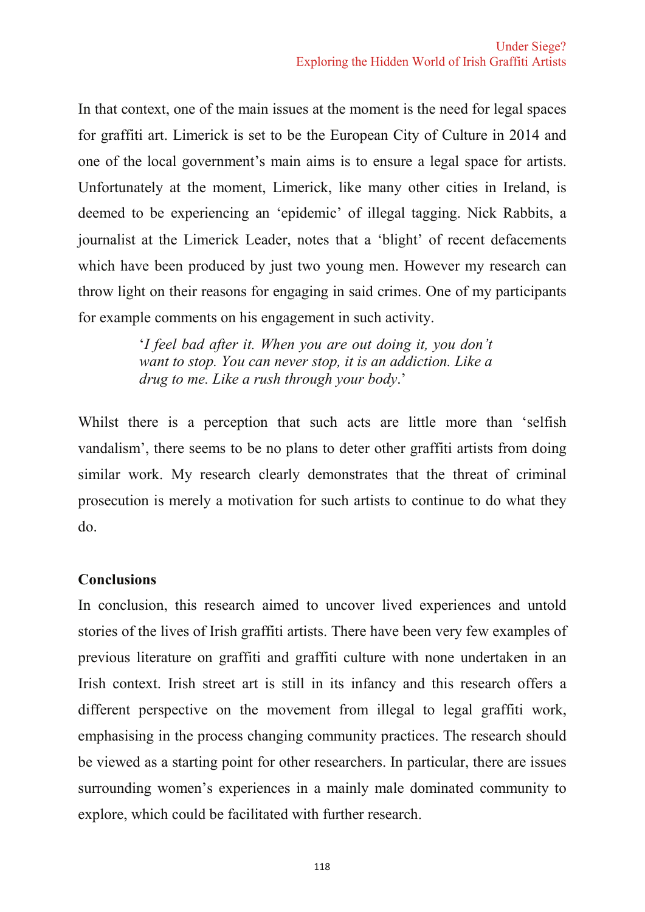In that context, one of the main issues at the moment is the need for legal spaces for graffiti art. Limerick is set to be the European City of Culture in 2014 and one of the local government's main aims is to ensure a legal space for artists. Unfortunately at the moment, Limerick, like many other cities in Ireland, is deemed to be experiencing an 'epidemic' of illegal tagging. Nick Rabbits, a journalist at the Limerick Leader, notes that a 'blight' of recent defacements which have been produced by just two young men. However my research can throw light on their reasons for engaging in said crimes. One of my participants for example comments on his engagement in such activity.

> '*I feel bad after it. When you are out doing it, you don't want to stop. You can never stop, it is an addiction. Like a drug to me. Like a rush through your body*.'

Whilst there is a perception that such acts are little more than 'selfish vandalism', there seems to be no plans to deter other graffiti artists from doing similar work. My research clearly demonstrates that the threat of criminal prosecution is merely a motivation for such artists to continue to do what they do.

**Conclusions**

In conclusion, this research aimed to uncover lived experiences and untold stories of the lives of Irish graffiti artists. There have been very few examples of previous literature on graffiti and graffiti culture with none undertaken in an Irish context. Irish street art is still in its infancy and this research offers a different perspective on the movement from illegal to legal graffiti work, emphasising in the process changing community practices. The research should be viewed as a starting point for other researchers. In particular, there are issues surrounding women's experiences in a mainly male dominated community to explore, which could be facilitated with further research.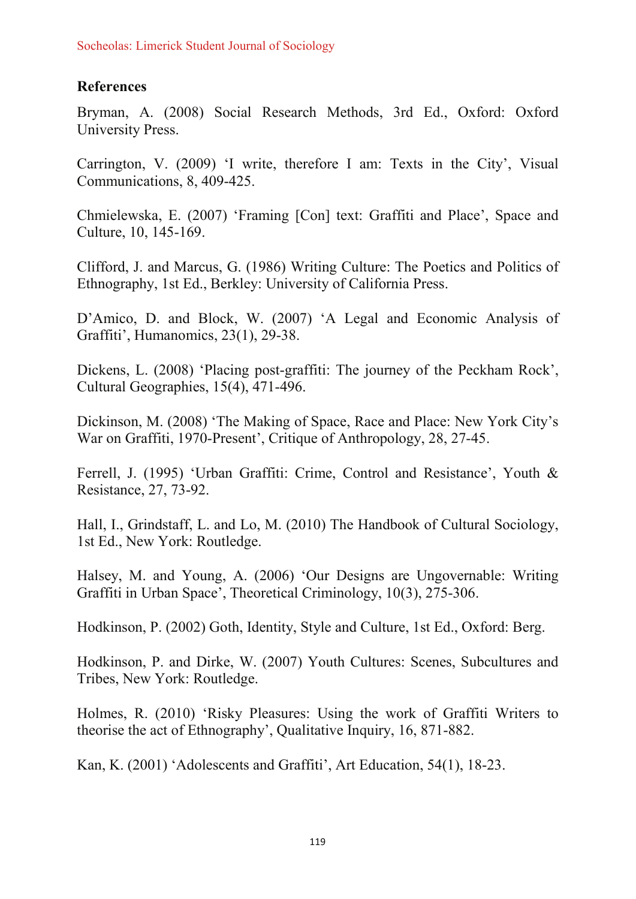**References**

Bryman, A. (2008) Social Research Methods, 3rd Ed., Oxford: Oxford University Press.

Carrington, V. (2009) 'I write, therefore I am: Texts in the City', Visual Communications, 8, 409-425.

Chmielewska, E. (2007) 'Framing [Con] text: Graffiti and Place', Space and Culture, 10, 145-169.

Clifford, J. and Marcus, G. (1986) Writing Culture: The Poetics and Politics of Ethnography, 1st Ed., Berkley: University of California Press.

D'Amico, D. and Block, W. (2007) 'A Legal and Economic Analysis of Graffiti', Humanomics, 23(1), 29-38.

Dickens, L. (2008) 'Placing post-graffiti: The journey of the Peckham Rock', Cultural Geographies, 15(4), 471-496.

Dickinson, M. (2008) 'The Making of Space, Race and Place: New York City's War on Graffiti, 1970-Present', Critique of Anthropology, 28, 27-45.

Ferrell, J. (1995) 'Urban Graffiti: Crime, Control and Resistance', Youth & Resistance, 27, 73-92.

Hall, I., Grindstaff, L. and Lo, M. (2010) The Handbook of Cultural Sociology, 1st Ed., New York: Routledge.

Halsey, M. and Young, A. (2006) 'Our Designs are Ungovernable: Writing Graffiti in Urban Space', Theoretical Criminology, 10(3), 275-306.

Hodkinson, P. (2002) Goth, Identity, Style and Culture, 1st Ed., Oxford: Berg.

Hodkinson, P. and Dirke, W. (2007) Youth Cultures: Scenes, Subcultures and Tribes, New York: Routledge.

Holmes, R. (2010) 'Risky Pleasures: Using the work of Graffiti Writers to theorise the act of Ethnography', Qualitative Inquiry, 16, 871-882.

Kan, K. (2001) 'Adolescents and Graffiti', Art Education, 54(1), 18-23.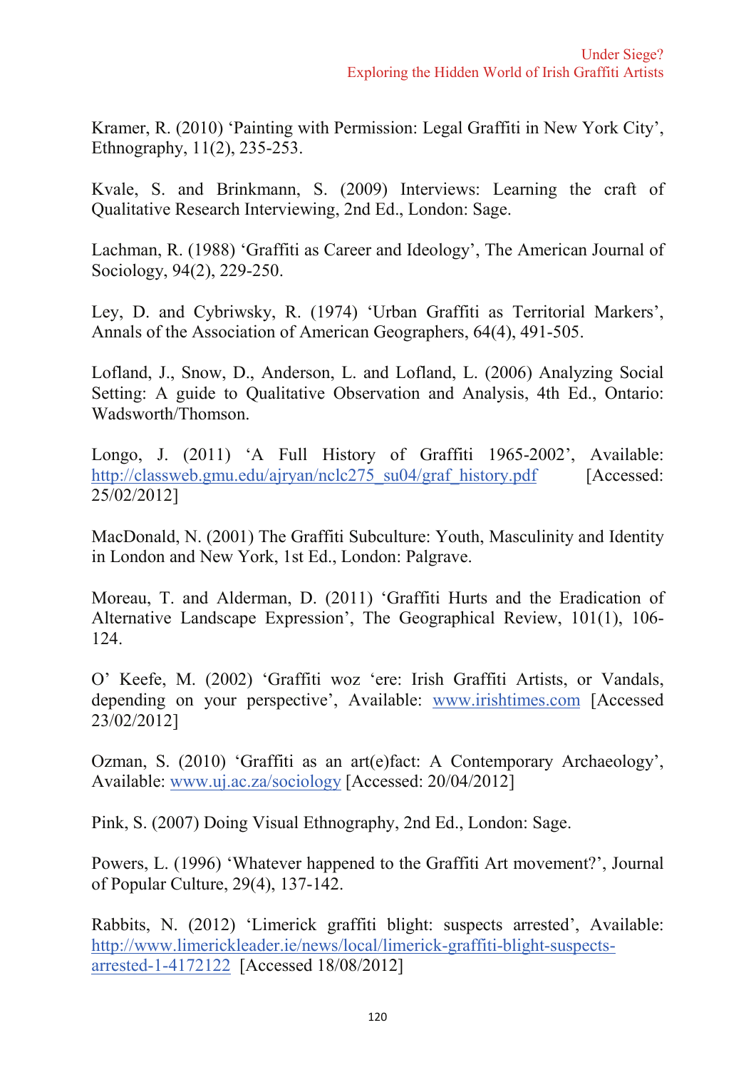Kramer, R. (2010) ‘Painting with Permission: Legal Graffiti in New York City’, Ethnography, 11(2), 235-253.

Kvale, S. and Brinkmann, S. (2009) Interviews: Learning the craft of Qualitative Research Interviewing, 2nd Ed., London: Sage.

Lachman, R. (1988) ‘Graffiti as Career and Ideology’, The American Journal of Sociology, 94(2), 229-250.

Ley, D. and Cybriwsky, R. (1974) ‘Urban Graffiti as Territorial Markers’, Annals of the Association of American Geographers, 64(4), 491-505.

Lofland, J., Snow, D., Anderson, L. and Lofland, L. (2006) Analyzing Social Setting: A guide to Qualitative Observation and Analysis, 4th Ed., Ontario: Wadsworth/Thomson.

Longo, J. (2011) ‘A Full History of Graffiti 1965-2002’, Available: http://classweb.gmu.edu/ajryan/nclc275_su04/graf_history.pdf [Accessed: 25/02/2012]

MacDonald, N. (2001) The Graffiti Subculture: Youth, Masculinity and Identity in London and New York, 1st Ed., London: Palgrave.

Moreau, T. and Alderman, D. (2011) ‘Graffiti Hurts and the Eradication of Alternative Landscape Expression’, The Geographical Review, 101(1), 106-124.

O’ Keefe, M. (2002) ‘Graffiti woz ‘ere: Irish Graffiti Artists, or Vandals, depending on your perspective’, Available: www.irishtimes.com [Accessed 23/02/2012]

Ozman, S. (2010) ‘Graffiti as an art(e)fact: A Contemporary Archaeology’, Available: www.uj.ac.za/sociology [Accessed: 20/04/2012]

Pink, S. (2007) Doing Visual Ethnography, 2nd Ed., London: Sage.

Powers, L. (1996) ‘Whatever happened to the Graffiti Art movement?’, Journal of Popular Culture, 29(4), 137-142.

Rabbits, N. (2012) ‘Limerick graffiti blight: suspects arrested’, Available: http://www.limerickleader.ie/news/local/limerick-graffiti-blight-suspects-arrested-1-4172122 [Accessed 18/08/2012]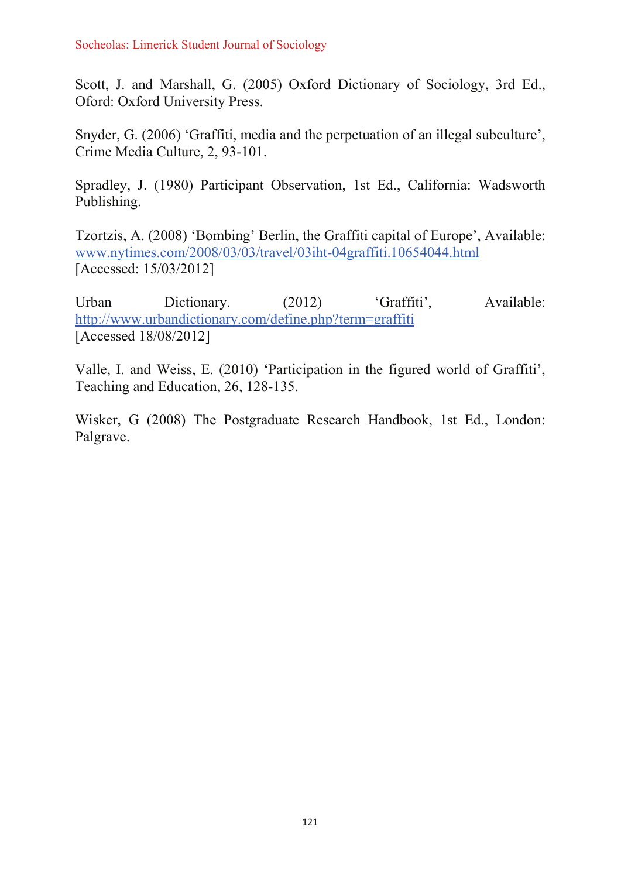Scott, J. and Marshall, G. (2005) Oxford Dictionary of Sociology, 3rd Ed., Oford: Oxford University Press.

Snyder, G. (2006) 'Graffiti, media and the perpetuation of an illegal subculture', Crime Media Culture, 2, 93-101.

Spradley, J. (1980) Participant Observation, 1st Ed., California: Wadsworth Publishing.

Tzortzis, A. (2008) 'Bombing' Berlin, the Graffiti capital of Europe', Available: www.nytimes.com/2008/03/03/travel/03iht-04graffiti.10654044.html [Accessed: 15/03/2012]

Urban Dictionary. (2012) 'Graffiti', Available: http://www.urbandictionary.com/define.php?term=graffiti [Accessed 18/08/2012]

Valle, I. and Weiss, E. (2010) 'Participation in the figured world of Graffiti', Teaching and Education, 26, 128-135.

Wisker, G (2008) The Postgraduate Research Handbook, 1st Ed., London: Palgrave.